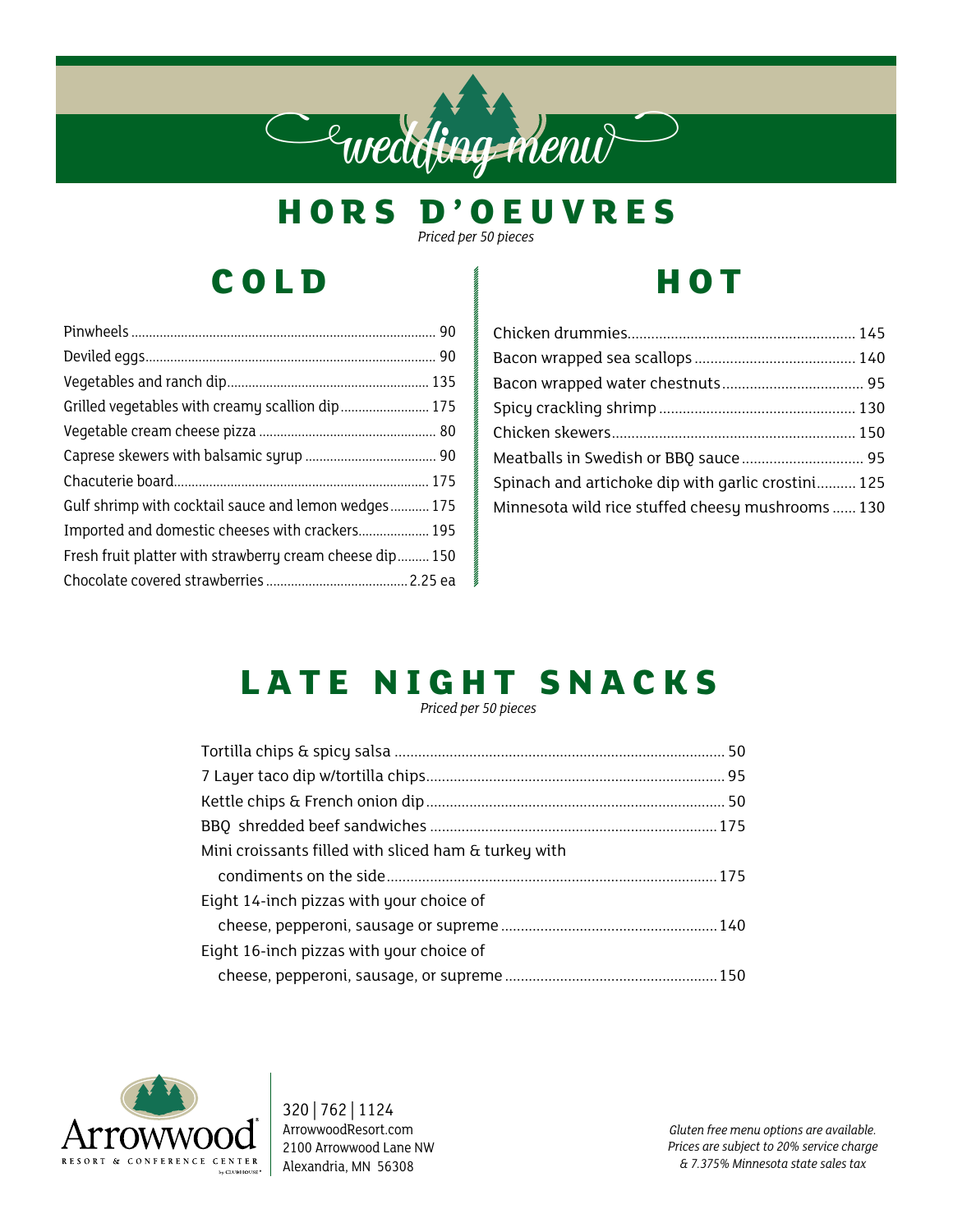# wedding menu

## HORS D'OEUVRES

*Priced per 50 pieces*

### COLD

| Item | Price |
|---|---|
| Pinwheels | 90 |
| Deviled eggs | 90 |
| Vegetables and ranch dip | 135 |
| Grilled vegetables with creamy scallion dip | 175 |
| Vegetable cream cheese pizza | 80 |
| Caprese skewers with balsamic syrup | 90 |
| Chacuterie board | 175 |
| Gulf shrimp with cocktail sauce and lemon wedges | 175 |
| Imported and domestic cheeses with crackers | 195 |
| Fresh fruit platter with strawberry cream cheese dip | 150 |
| Chocolate covered strawberries | 2.25 ea |

### HOT

| Item | Price |
|---|---|
| Chicken drummies | 145 |
| Bacon wrapped sea scallops | 140 |
| Bacon wrapped water chestnuts | 95 |
| Spicy crackling shrimp | 130 |
| Chicken skewers | 150 |
| Meatballs in Swedish or BBQ sauce | 95 |
| Spinach and artichoke dip with garlic crostini | 125 |
| Minnesota wild rice stuffed cheesy mushrooms | 130 |

## LATE NIGHT SNACKS

*Priced per 50 pieces*

| Item | Price |
|---|---|
| Tortilla chips & spicy salsa | 50 |
| 7 Layer taco dip w/tortilla chips | 95 |
| Kettle chips & French onion dip | 50 |
| BBQ shredded beef sandwiches | 175 |
| Mini croissants filled with sliced ham & turkey with condiments on the side | 175 |
| Eight 14-inch pizzas with your choice of cheese, pepperoni, sausage or supreme | 140 |
| Eight 16-inch pizzas with your choice of cheese, pepperoni, sausage, or supreme | 150 |

Arrowwood® RESORT & CONFERENCE CENTER by CLUBHOUSE®

320 | 762 | 1124
ArrowwoodResort.com
2100 Arrowwood Lane NW
Alexandria, MN 56308

*Gluten free menu options are available.*
*Prices are subject to 20% service charge & 7.375% Minnesota state sales tax*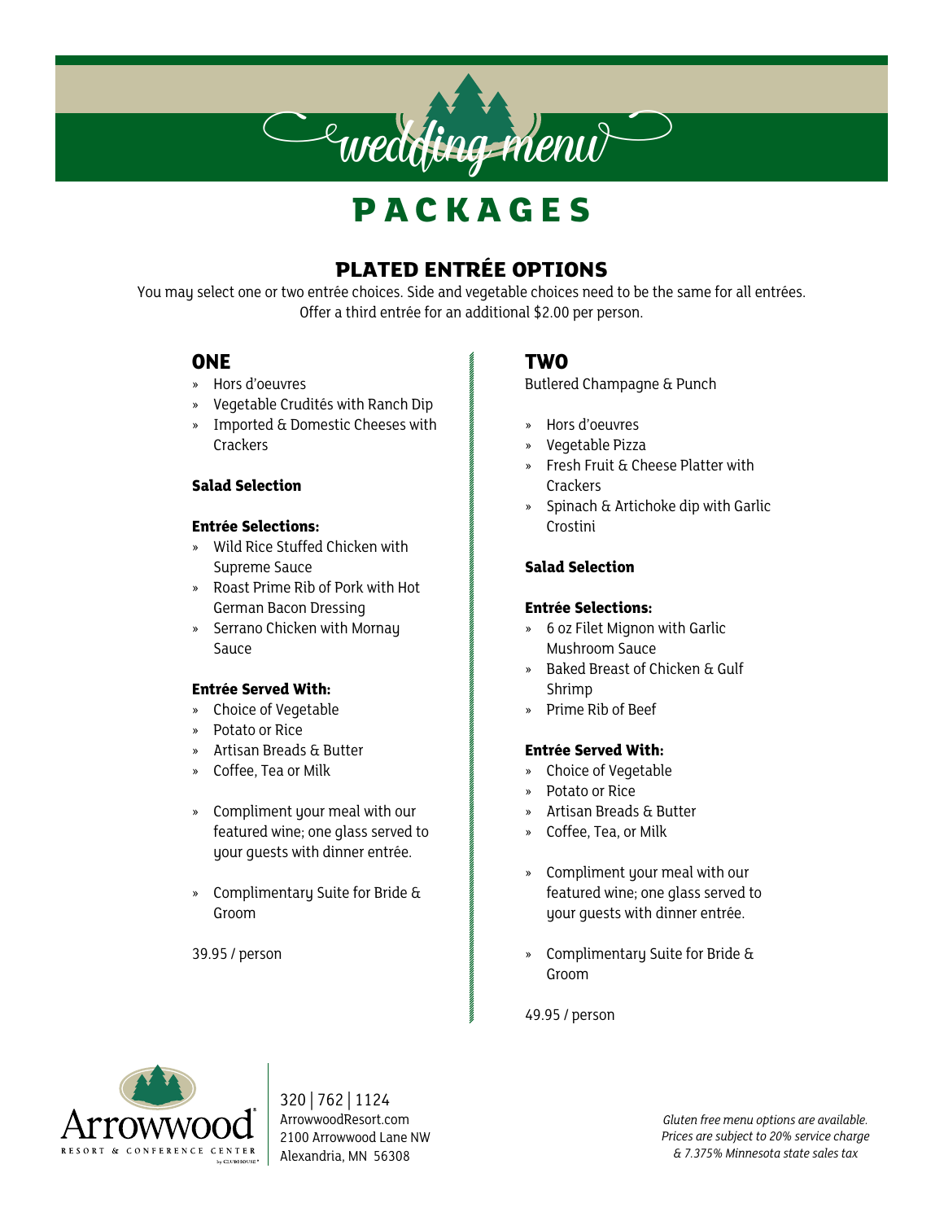# wedding menu

# PACKAGES

## PLATED ENTRÉE OPTIONS

You may select one or two entrée choices. Side and vegetable choices need to be the same for all entrées.
Offer a third entrée for an additional $2.00 per person.

### ONE

- Hors d'oeuvres
- Vegetable Crudités with Ranch Dip
- Imported & Domestic Cheeses with Crackers

**Salad Selection**

**Entrée Selections:**

- Wild Rice Stuffed Chicken with Supreme Sauce
- Roast Prime Rib of Pork with Hot German Bacon Dressing
- Serrano Chicken with Mornay Sauce

**Entrée Served With:**

- Choice of Vegetable
- Potato or Rice
- Artisan Breads & Butter
- Coffee, Tea or Milk

- Compliment your meal with our featured wine; one glass served to your guests with dinner entrée.

- Complimentary Suite for Bride & Groom

39.95 / person

### TWO

Butlered Champagne & Punch

- Hors d'oeuvres
- Vegetable Pizza
- Fresh Fruit & Cheese Platter with Crackers
- Spinach & Artichoke dip with Garlic Crostini

**Salad Selection**

**Entrée Selections:**

- 6 oz Filet Mignon with Garlic Mushroom Sauce
- Baked Breast of Chicken & Gulf Shrimp
- Prime Rib of Beef

**Entrée Served With:**

- Choice of Vegetable
- Potato or Rice
- Artisan Breads & Butter
- Coffee, Tea, or Milk

- Compliment your meal with our featured wine; one glass served to your guests with dinner entrée.

- Complimentary Suite for Bride & Groom

49.95 / person

Arrowwood
RESORT & CONFERENCE CENTER

320 | 762 | 1124
ArrowwoodResort.com
2100 Arrowwood Lane NW
Alexandria, MN 56308

*Gluten free menu options are available.*
*Prices are subject to 20% service charge & 7.375% Minnesota state sales tax*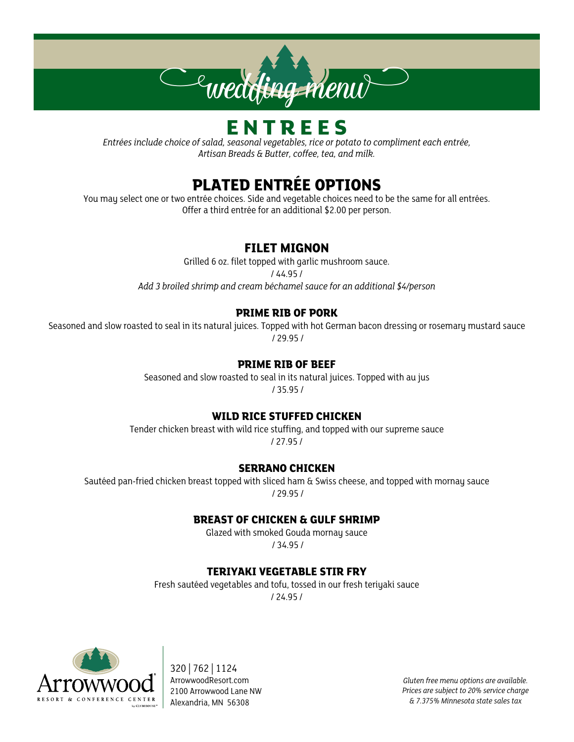wedding menu

# ENTREES

*Entrées include choice of salad, seasonal vegetables, rice or potato to compliment each entrée, Artisan Breads & Butter, coffee, tea, and milk.*

## PLATED ENTRÉE OPTIONS

You may select one or two entrée choices. Side and vegetable choices need to be the same for all entrées. Offer a third entrée for an additional $2.00 per person.

### FILET MIGNON

Grilled 6 oz. filet topped with garlic mushroom sauce.

/ 44.95 /

*Add 3 broiled shrimp and cream béchamel sauce for an additional $4/person*

### PRIME RIB OF PORK

Seasoned and slow roasted to seal in its natural juices. Topped with hot German bacon dressing or rosemary mustard sauce

/ 29.95 /

### PRIME RIB OF BEEF

Seasoned and slow roasted to seal in its natural juices. Topped with au jus

/ 35.95 /

### WILD RICE STUFFED CHICKEN

Tender chicken breast with wild rice stuffing, and topped with our supreme sauce

/ 27.95 /

### SERRANO CHICKEN

Sautéed pan-fried chicken breast topped with sliced ham & Swiss cheese, and topped with mornay sauce

/ 29.95 /

### BREAST OF CHICKEN & GULF SHRIMP

Glazed with smoked Gouda mornay sauce

/ 34.95 /

### TERIYAKI VEGETABLE STIR FRY

Fresh sautéed vegetables and tofu, tossed in our fresh teriyaki sauce

/ 24.95 /

Arrowwood Resort & Conference Center by Clubhouse

320 | 762 | 1124
ArrowwoodResort.com
2100 Arrowwood Lane NW
Alexandria, MN 56308

*Gluten free menu options are available.*
*Prices are subject to 20% service charge & 7.375% Minnesota state sales tax*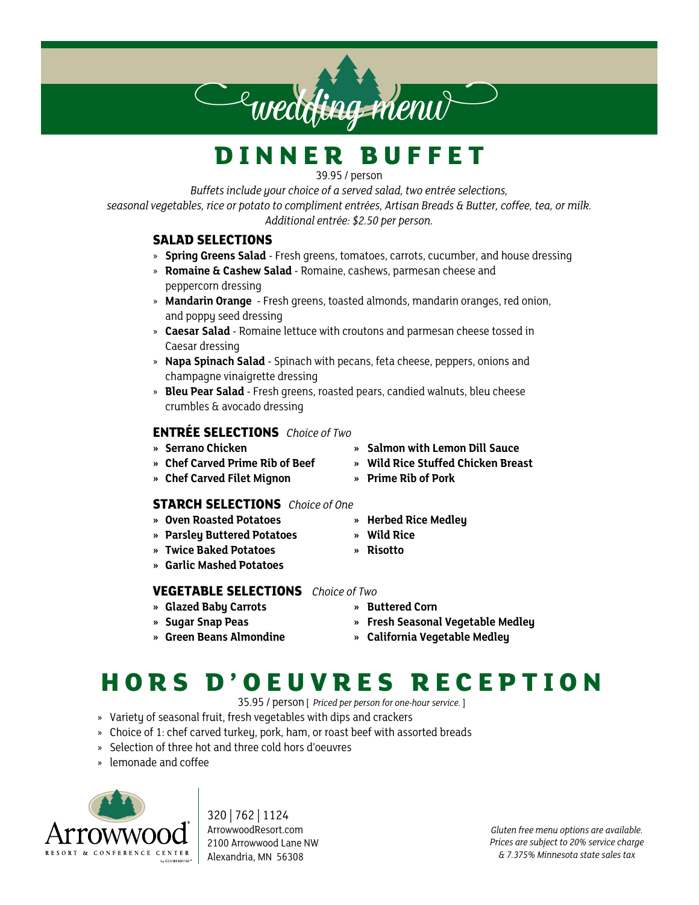# wedding menu

## DINNER BUFFET

39.95 / person

*Buffets include your choice of a served salad, two entrée selections, seasonal vegetables, rice or potato to compliment entrées, Artisan Breads & Butter, coffee, tea, or milk. Additional entrée: $2.50 per person.*

### SALAD SELECTIONS

- **Spring Greens Salad** - Fresh greens, tomatoes, carrots, cucumber, and house dressing
- **Romaine & Cashew Salad** - Romaine, cashews, parmesan cheese and peppercorn dressing
- **Mandarin Orange** - Fresh greens, toasted almonds, mandarin oranges, red onion, and poppy seed dressing
- **Caesar Salad** - Romaine lettuce with croutons and parmesan cheese tossed in Caesar dressing
- **Napa Spinach Salad** - Spinach with pecans, feta cheese, peppers, onions and champagne vinaigrette dressing
- **Bleu Pear Salad** - Fresh greens, roasted pears, candied walnuts, bleu cheese crumbles & avocado dressing

### ENTRÉE SELECTIONS *Choice of Two*

- **Serrano Chicken**
- **Chef Carved Prime Rib of Beef**
- **Chef Carved Filet Mignon**
- **Salmon with Lemon Dill Sauce**
- **Wild Rice Stuffed Chicken Breast**
- **Prime Rib of Pork**

### STARCH SELECTIONS *Choice of One*

- **Oven Roasted Potatoes**
- **Parsley Buttered Potatoes**
- **Twice Baked Potatoes**
- **Garlic Mashed Potatoes**
- **Herbed Rice Medley**
- **Wild Rice**
- **Risotto**

### VEGETABLE SELECTIONS *Choice of Two*

- **Glazed Baby Carrots**
- **Sugar Snap Peas**
- **Green Beans Almondine**
- **Buttered Corn**
- **Fresh Seasonal Vegetable Medley**
- **California Vegetable Medley**

## HORS D'OEUVRES RECEPTION

35.95 / person [ *Priced per person for one-hour service.* ]

- Variety of seasonal fruit, fresh vegetables with dips and crackers
- Choice of 1: chef carved turkey, pork, ham, or roast beef with assorted breads
- Selection of three hot and three cold hors d'oeuvres
- lemonade and coffee

Arrowwood Resort & Conference Center

320 | 762 | 1124
ArrowwoodResort.com
2100 Arrowwood Lane NW
Alexandria, MN 56308

*Gluten free menu options are available. Prices are subject to 20% service charge & 7.375% Minnesota state sales tax*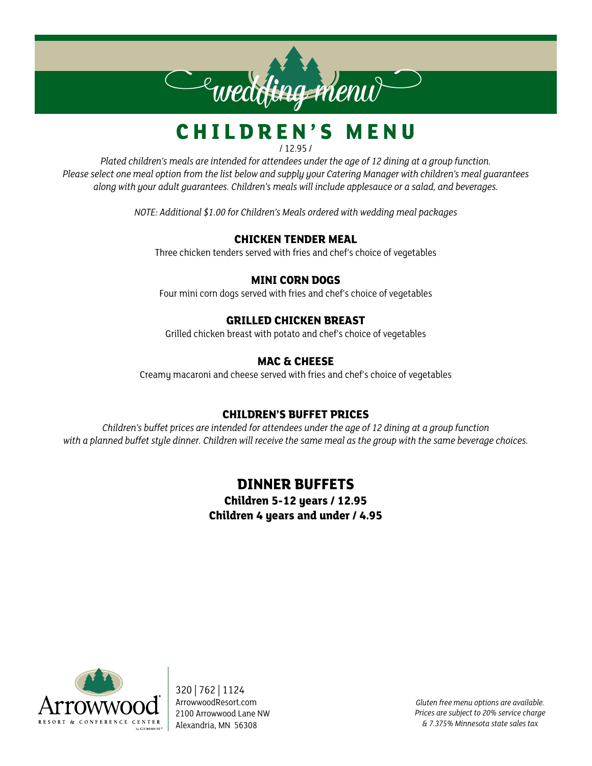# wedding menu

## CHILDREN'S MENU

/ 12.95 /

*Plated children's meals are intended for attendees under the age of 12 dining at a group function. Please select one meal option from the list below and supply your Catering Manager with children's meal guarantees along with your adult guarantees. Children's meals will include applesauce or a salad, and beverages.*

*NOTE: Additional $1.00 for Children's Meals ordered with wedding meal packages*

### CHICKEN TENDER MEAL

Three chicken tenders served with fries and chef's choice of vegetables

### MINI CORN DOGS

Four mini corn dogs served with fries and chef's choice of vegetables

### GRILLED CHICKEN BREAST

Grilled chicken breast with potato and chef's choice of vegetables

### MAC & CHEESE

Creamy macaroni and cheese served with fries and chef's choice of vegetables

### CHILDREN'S BUFFET PRICES

*Children's buffet prices are intended for attendees under the age of 12 dining at a group function with a planned buffet style dinner. Children will receive the same meal as the group with the same beverage choices.*

## DINNER BUFFETS

**Children 5-12 years / 12.95**
**Children 4 years and under / 4.95**

Arrowwood Resort & Conference Center by Clubhouse

320 | 762 | 1124
ArrowwoodResort.com
2100 Arrowwood Lane NW
Alexandria, MN 56308

*Gluten free menu options are available.*
*Prices are subject to 20% service charge & 7.375% Minnesota state sales tax*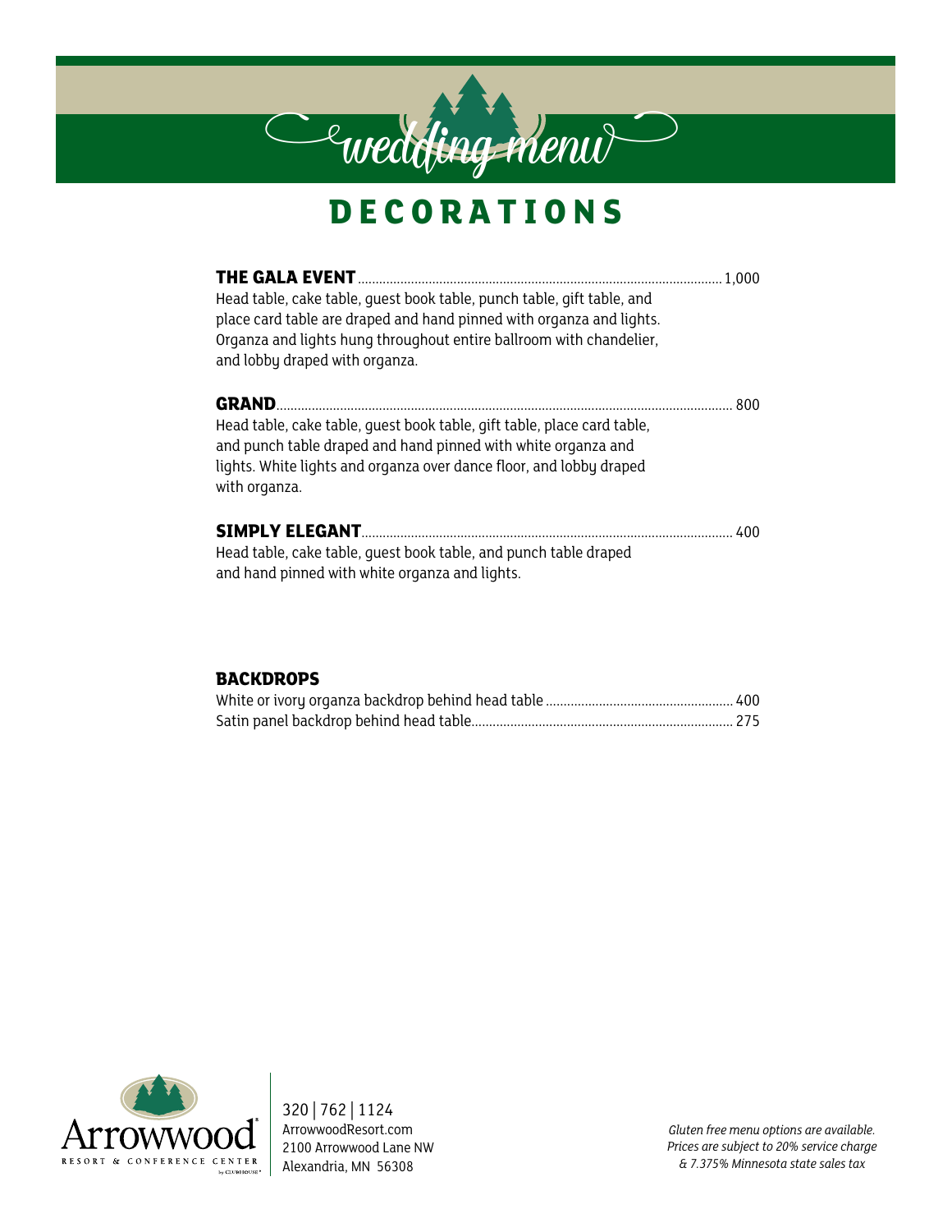# wedding menu

## DECORATIONS

**THE GALA EVENT** ........ 1,000
Head table, cake table, guest book table, punch table, gift table, and place card table are draped and hand pinned with organza and lights. Organza and lights hung throughout entire ballroom with chandelier, and lobby draped with organza.

**GRAND** ........ 800
Head table, cake table, guest book table, gift table, place card table, and punch table draped and hand pinned with white organza and lights. White lights and organza over dance floor, and lobby draped with organza.

**SIMPLY ELEGANT** ........ 400
Head table, cake table, guest book table, and punch table draped and hand pinned with white organza and lights.

### BACKDROPS

White or ivory organza backdrop behind head table ........ 400
Satin panel backdrop behind head table ........ 275

Arrowwood Resort & Conference Center by Clubhouse

320 | 762 | 1124
ArrowwoodResort.com
2100 Arrowwood Lane NW
Alexandria, MN 56308

*Gluten free menu options are available.*
*Prices are subject to 20% service charge & 7.375% Minnesota state sales tax*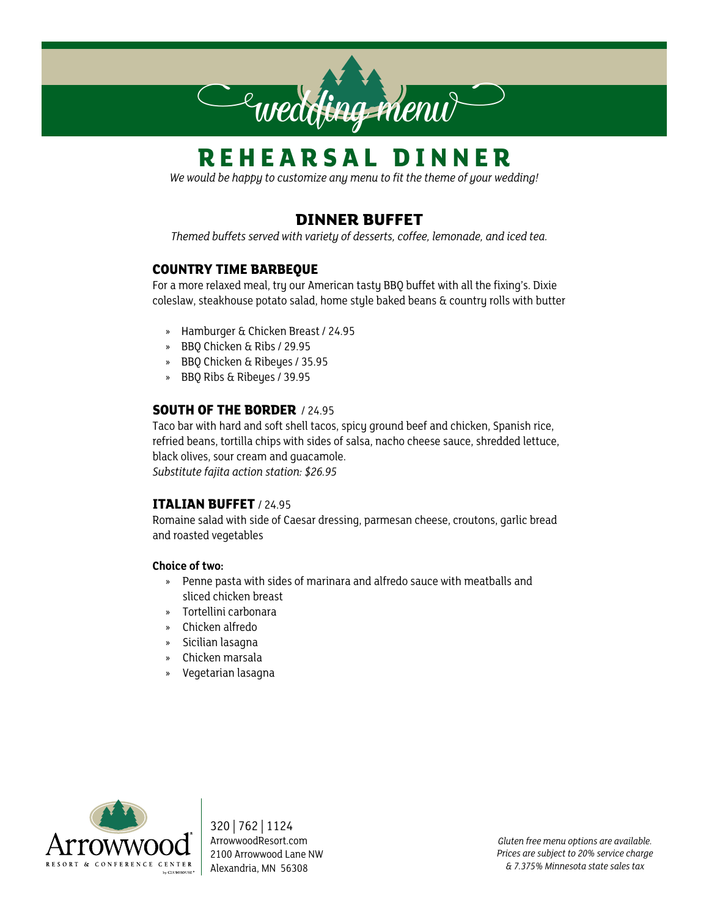wedding menu

# REHEARSAL DINNER

*We would be happy to customize any menu to fit the theme of your wedding!*

## DINNER BUFFET

*Themed buffets served with variety of desserts, coffee, lemonade, and iced tea.*

### COUNTRY TIME BARBEQUE

For a more relaxed meal, try our American tasty BBQ buffet with all the fixing's. Dixie coleslaw, steakhouse potato salad, home style baked beans & country rolls with butter

- Hamburger & Chicken Breast / 24.95
- BBQ Chicken & Ribs / 29.95
- BBQ Chicken & Ribeyes / 35.95
- BBQ Ribs & Ribeyes / 39.95

### SOUTH OF THE BORDER / 24.95

Taco bar with hard and soft shell tacos, spicy ground beef and chicken, Spanish rice, refried beans, tortilla chips with sides of salsa, nacho cheese sauce, shredded lettuce, black olives, sour cream and guacamole.
*Substitute fajita action station: $26.95*

### ITALIAN BUFFET / 24.95

Romaine salad with side of Caesar dressing, parmesan cheese, croutons, garlic bread and roasted vegetables

**Choice of two:**

- Penne pasta with sides of marinara and alfredo sauce with meatballs and sliced chicken breast
- Tortellini carbonara
- Chicken alfredo
- Sicilian lasagna
- Chicken marsala
- Vegetarian lasagna

Arrowwood Resort & Conference Center

320 | 762 | 1124
ArrowwoodResort.com
2100 Arrowwood Lane NW
Alexandria, MN 56308

*Gluten free menu options are available.*
*Prices are subject to 20% service charge & 7.375% Minnesota state sales tax*